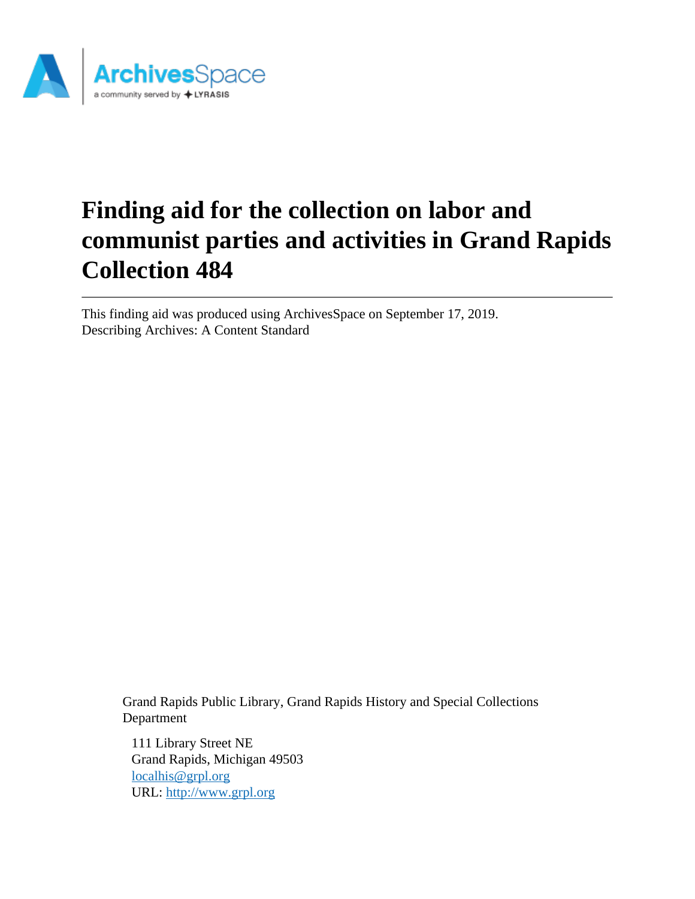# Finding aid for the collection on labor and communist parties and activities in Grand Rapids Collection 484

This finding aid was produced using ArchivesSpace on September 17, 2019.
Describing Archives: A Content Standard

Grand Rapids Public Library, Grand Rapids History and Special Collections Department

111 Library Street NE
Grand Rapids, Michigan 49503
localhis@grpl.org
URL: http://www.grpl.org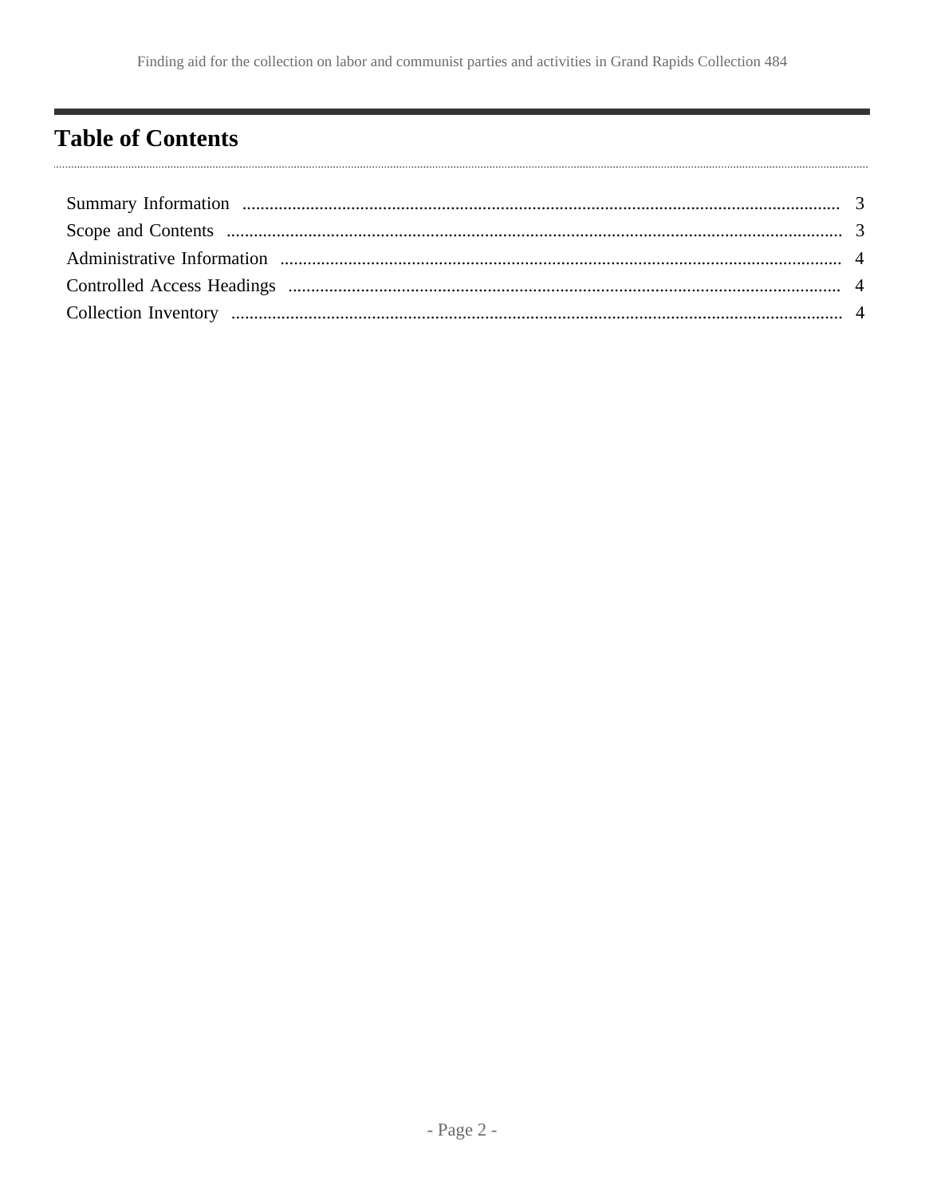## Table of Contents

Summary Information .......... 3
Scope and Contents .......... 3
Administrative Information .......... 4
Controlled Access Headings .......... 4
Collection Inventory .......... 4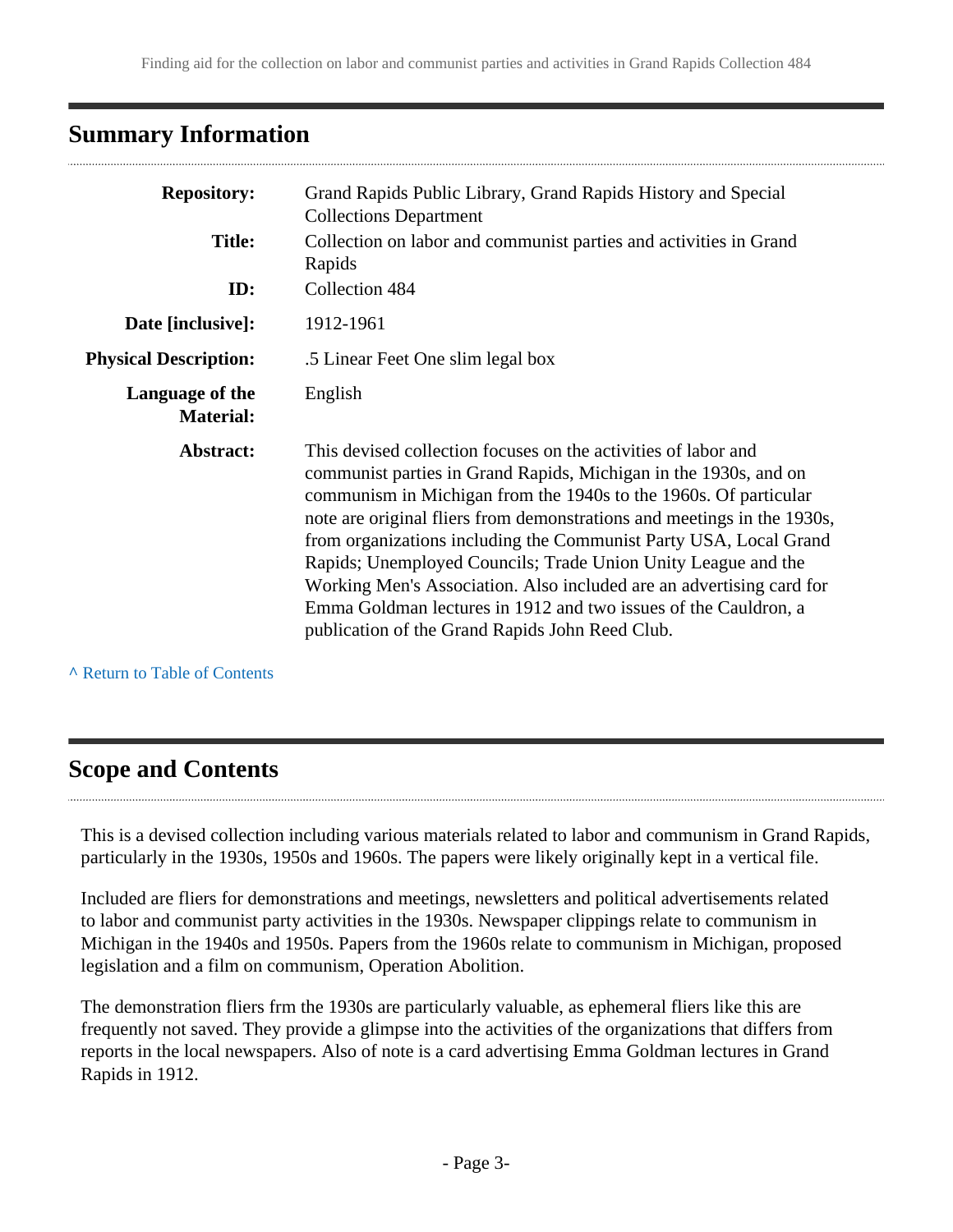## Summary Information

| | |
|---|---|
| **Repository:** | Grand Rapids Public Library, Grand Rapids History and Special Collections Department |
| **Title:** | Collection on labor and communist parties and activities in Grand Rapids |
| **ID:** | Collection 484 |
| **Date [inclusive]:** | 1912-1961 |
| **Physical Description:** | .5 Linear Feet One slim legal box |
| **Language of the Material:** | English |
| **Abstract:** | This devised collection focuses on the activities of labor and communist parties in Grand Rapids, Michigan in the 1930s, and on communism in Michigan from the 1940s to the 1960s. Of particular note are original fliers from demonstrations and meetings in the 1930s, from organizations including the Communist Party USA, Local Grand Rapids; Unemployed Councils; Trade Union Unity League and the Working Men's Association. Also included are an advertising card for Emma Goldman lectures in 1912 and two issues of the Cauldron, a publication of the Grand Rapids John Reed Club. |

^ Return to Table of Contents

## Scope and Contents

This is a devised collection including various materials related to labor and communism in Grand Rapids, particularly in the 1930s, 1950s and 1960s. The papers were likely originally kept in a vertical file.

Included are fliers for demonstrations and meetings, newsletters and political advertisements related to labor and communist party activities in the 1930s. Newspaper clippings relate to communism in Michigan in the 1940s and 1950s. Papers from the 1960s relate to communism in Michigan, proposed legislation and a film on communism, Operation Abolition.

The demonstration fliers frm the 1930s are particularly valuable, as ephemeral fliers like this are frequently not saved. They provide a glimpse into the activities of the organizations that differs from reports in the local newspapers. Also of note is a card advertising Emma Goldman lectures in Grand Rapids in 1912.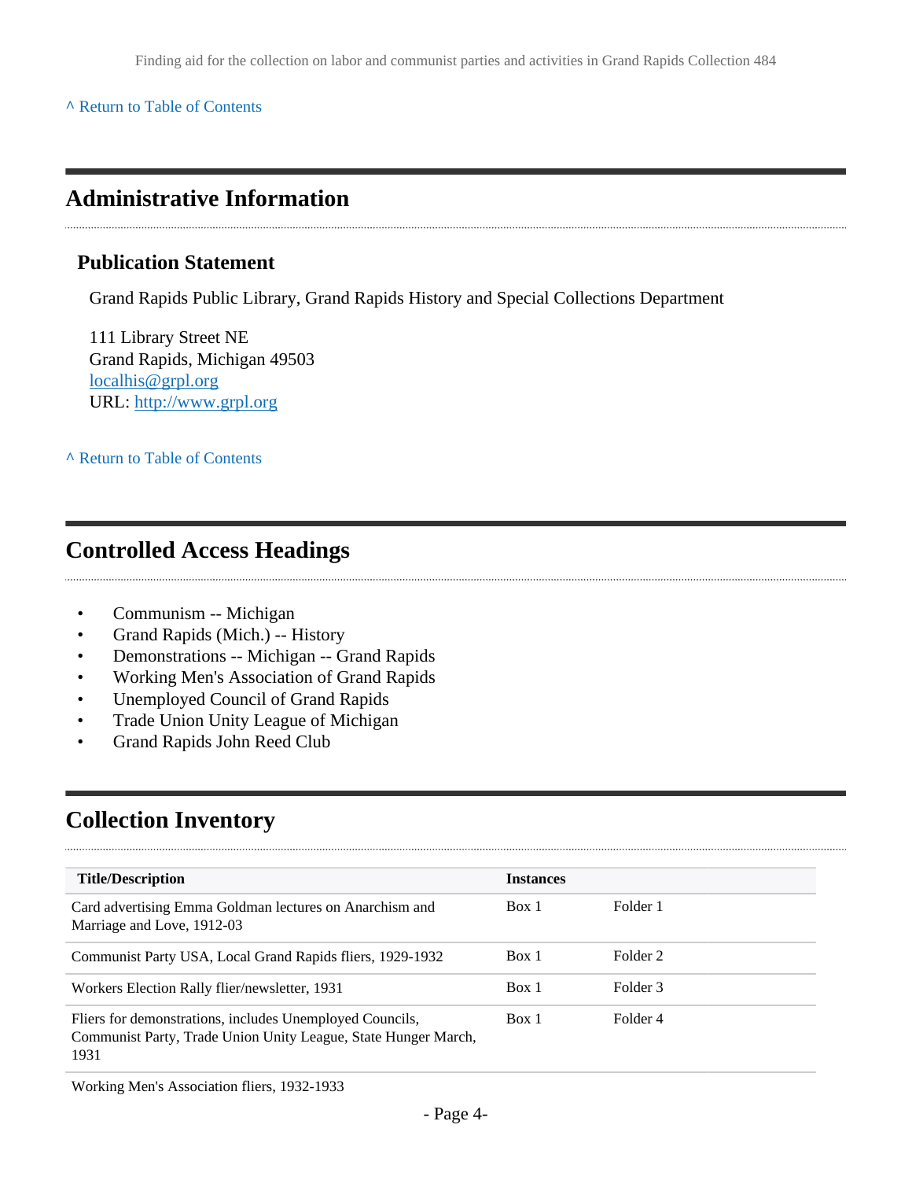^ Return to Table of Contents

## Administrative Information

### Publication Statement

Grand Rapids Public Library, Grand Rapids History and Special Collections Department

111 Library Street NE
Grand Rapids, Michigan 49503
localhis@grpl.org
URL: http://www.grpl.org

^ Return to Table of Contents

## Controlled Access Headings

- Communism -- Michigan
- Grand Rapids (Mich.) -- History
- Demonstrations -- Michigan -- Grand Rapids
- Working Men's Association of Grand Rapids
- Unemployed Council of Grand Rapids
- Trade Union Unity League of Michigan
- Grand Rapids John Reed Club

## Collection Inventory

| Title/Description | Instances | |
|---|---|---|
| Card advertising Emma Goldman lectures on Anarchism and Marriage and Love, 1912-03 | Box 1 | Folder 1 |
| Communist Party USA, Local Grand Rapids fliers, 1929-1932 | Box 1 | Folder 2 |
| Workers Election Rally flier/newsletter, 1931 | Box 1 | Folder 3 |
| Fliers for demonstrations, includes Unemployed Councils, Communist Party, Trade Union Unity League, State Hunger March, 1931 | Box 1 | Folder 4 |
| Working Men's Association fliers, 1932-1933 | | |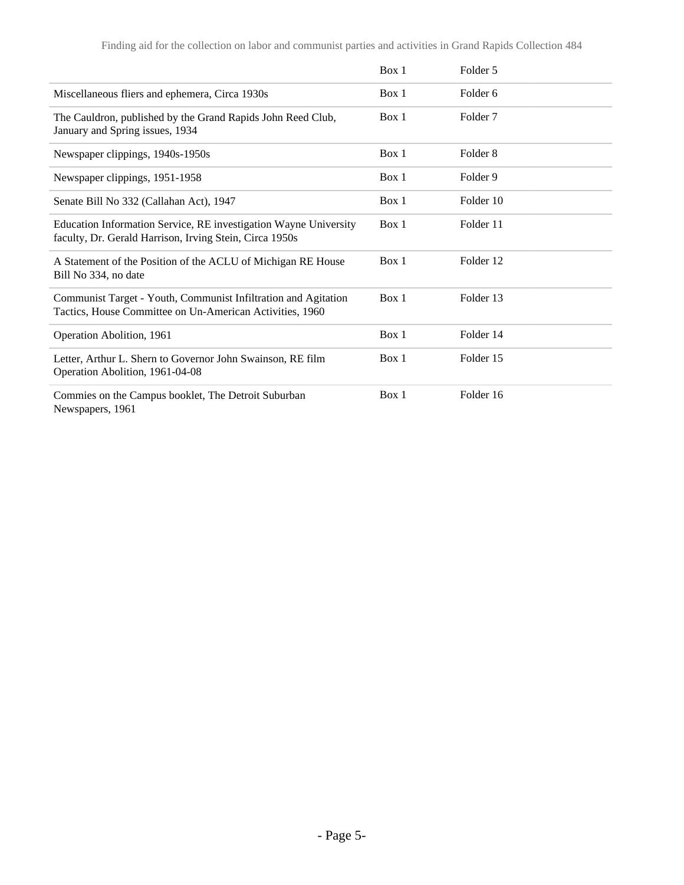| | | |
|---|---|---|
| | Box 1 | Folder 5 |
| Miscellaneous fliers and ephemera, Circa 1930s | Box 1 | Folder 6 |
| The Cauldron, published by the Grand Rapids John Reed Club, January and Spring issues, 1934 | Box 1 | Folder 7 |
| Newspaper clippings, 1940s-1950s | Box 1 | Folder 8 |
| Newspaper clippings, 1951-1958 | Box 1 | Folder 9 |
| Senate Bill No 332 (Callahan Act), 1947 | Box 1 | Folder 10 |
| Education Information Service, RE investigation Wayne University faculty, Dr. Gerald Harrison, Irving Stein, Circa 1950s | Box 1 | Folder 11 |
| A Statement of the Position of the ACLU of Michigan RE House Bill No 334, no date | Box 1 | Folder 12 |
| Communist Target - Youth, Communist Infiltration and Agitation Tactics, House Committee on Un-American Activities, 1960 | Box 1 | Folder 13 |
| Operation Abolition, 1961 | Box 1 | Folder 14 |
| Letter, Arthur L. Shern to Governor John Swainson, RE film Operation Abolition, 1961-04-08 | Box 1 | Folder 15 |
| Commies on the Campus booklet, The Detroit Suburban Newspapers, 1961 | Box 1 | Folder 16 |